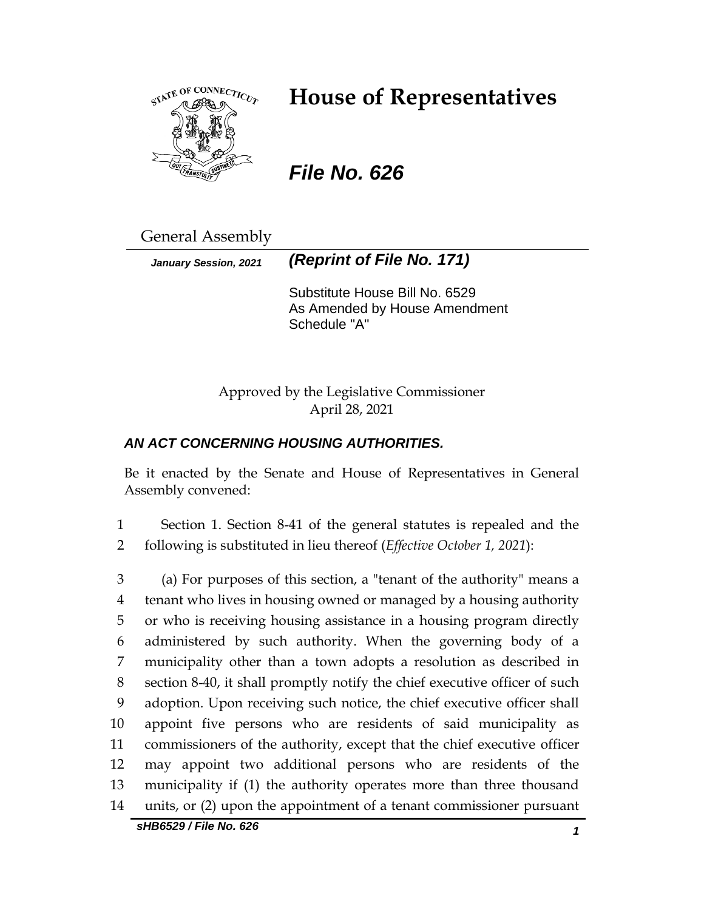# House of Representatives

***File No. 626***

General Assembly

***January Session, 2021*** ***(Reprint of File No. 171)***

Substitute House Bill No. 6529
As Amended by House Amendment Schedule "A"

Approved by the Legislative Commissioner
April 28, 2021

***AN ACT CONCERNING HOUSING AUTHORITIES.***

Be it enacted by the Senate and House of Representatives in General Assembly convened:

1 Section 1. Section 8-41 of the general statutes is repealed and the
2 following is substituted in lieu thereof (*Effective October 1, 2021*):

3 (a) For purposes of this section, a "tenant of the authority" means a
4 tenant who lives in housing owned or managed by a housing authority
5 or who is receiving housing assistance in a housing program directly
6 administered by such authority. When the governing body of a
7 municipality other than a town adopts a resolution as described in
8 section 8-40, it shall promptly notify the chief executive officer of such
9 adoption. Upon receiving such notice, the chief executive officer shall
10 appoint five persons who are residents of said municipality as
11 commissioners of the authority, except that the chief executive officer
12 may appoint two additional persons who are residents of the
13 municipality if (1) the authority operates more than three thousand
14 units, or (2) upon the appointment of a tenant commissioner pursuant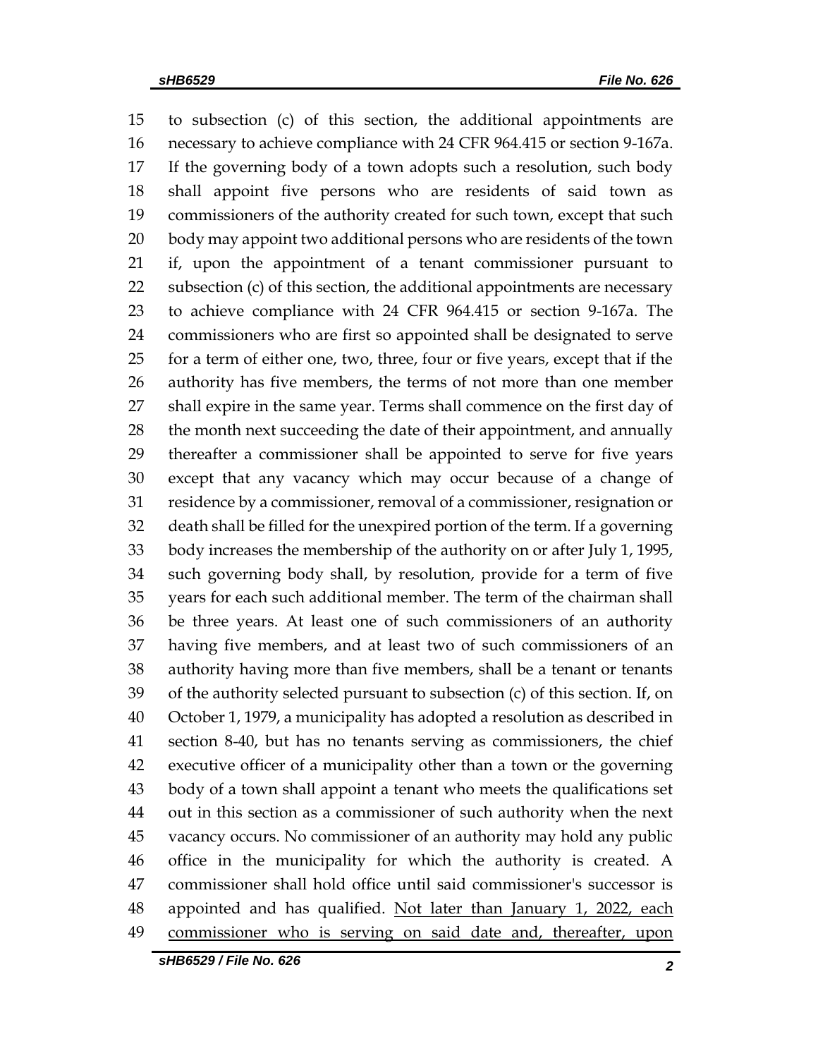15 to subsection (c) of this section, the additional appointments are
16 necessary to achieve compliance with 24 CFR 964.415 or section 9-167a.
17 If the governing body of a town adopts such a resolution, such body
18 shall appoint five persons who are residents of said town as
19 commissioners of the authority created for such town, except that such
20 body may appoint two additional persons who are residents of the town
21 if, upon the appointment of a tenant commissioner pursuant to
22 subsection (c) of this section, the additional appointments are necessary
23 to achieve compliance with 24 CFR 964.415 or section 9-167a. The
24 commissioners who are first so appointed shall be designated to serve
25 for a term of either one, two, three, four or five years, except that if the
26 authority has five members, the terms of not more than one member
27 shall expire in the same year. Terms shall commence on the first day of
28 the month next succeeding the date of their appointment, and annually
29 thereafter a commissioner shall be appointed to serve for five years
30 except that any vacancy which may occur because of a change of
31 residence by a commissioner, removal of a commissioner, resignation or
32 death shall be filled for the unexpired portion of the term. If a governing
33 body increases the membership of the authority on or after July 1, 1995,
34 such governing body shall, by resolution, provide for a term of five
35 years for each such additional member. The term of the chairman shall
36 be three years. At least one of such commissioners of an authority
37 having five members, and at least two of such commissioners of an
38 authority having more than five members, shall be a tenant or tenants
39 of the authority selected pursuant to subsection (c) of this section. If, on
40 October 1, 1979, a municipality has adopted a resolution as described in
41 section 8-40, but has no tenants serving as commissioners, the chief
42 executive officer of a municipality other than a town or the governing
43 body of a town shall appoint a tenant who meets the qualifications set
44 out in this section as a commissioner of such authority when the next
45 vacancy occurs. No commissioner of an authority may hold any public
46 office in the municipality for which the authority is created. A
47 commissioner shall hold office until said commissioner's successor is
48 appointed and has qualified. <u>Not later than January 1, 2022, each</u>
49 <u>commissioner who is serving on said date and, thereafter, upon</u>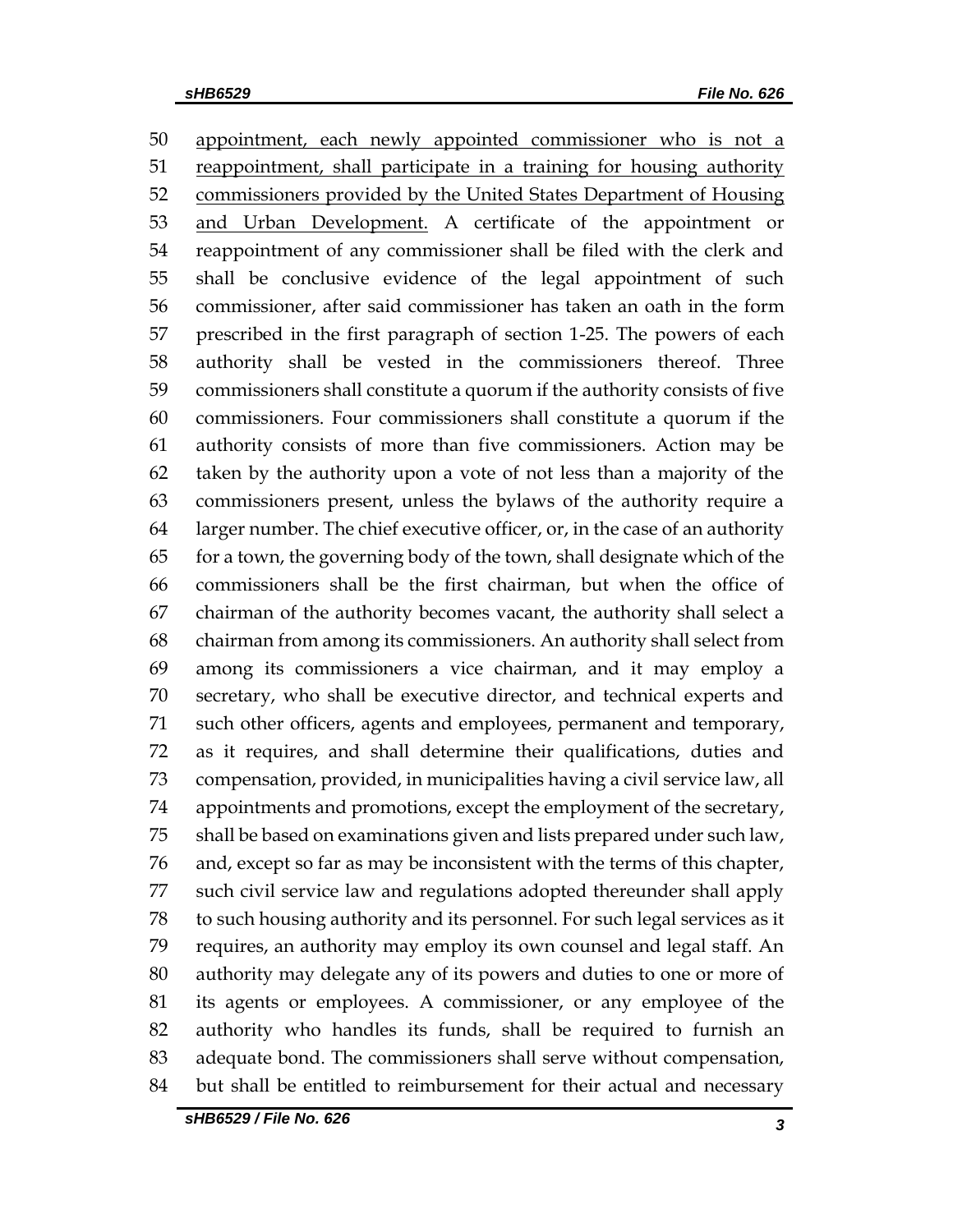50 appointment, each newly appointed commissioner who is not a
51 reappointment, shall participate in a training for housing authority
52 commissioners provided by the United States Department of Housing
53 and Urban Development. A certificate of the appointment or
54 reappointment of any commissioner shall be filed with the clerk and
55 shall be conclusive evidence of the legal appointment of such
56 commissioner, after said commissioner has taken an oath in the form
57 prescribed in the first paragraph of section 1-25. The powers of each
58 authority shall be vested in the commissioners thereof. Three
59 commissioners shall constitute a quorum if the authority consists of five
60 commissioners. Four commissioners shall constitute a quorum if the
61 authority consists of more than five commissioners. Action may be
62 taken by the authority upon a vote of not less than a majority of the
63 commissioners present, unless the bylaws of the authority require a
64 larger number. The chief executive officer, or, in the case of an authority
65 for a town, the governing body of the town, shall designate which of the
66 commissioners shall be the first chairman, but when the office of
67 chairman of the authority becomes vacant, the authority shall select a
68 chairman from among its commissioners. An authority shall select from
69 among its commissioners a vice chairman, and it may employ a
70 secretary, who shall be executive director, and technical experts and
71 such other officers, agents and employees, permanent and temporary,
72 as it requires, and shall determine their qualifications, duties and
73 compensation, provided, in municipalities having a civil service law, all
74 appointments and promotions, except the employment of the secretary,
75 shall be based on examinations given and lists prepared under such law,
76 and, except so far as may be inconsistent with the terms of this chapter,
77 such civil service law and regulations adopted thereunder shall apply
78 to such housing authority and its personnel. For such legal services as it
79 requires, an authority may employ its own counsel and legal staff. An
80 authority may delegate any of its powers and duties to one or more of
81 its agents or employees. A commissioner, or any employee of the
82 authority who handles its funds, shall be required to furnish an
83 adequate bond. The commissioners shall serve without compensation,
84 but shall be entitled to reimbursement for their actual and necessary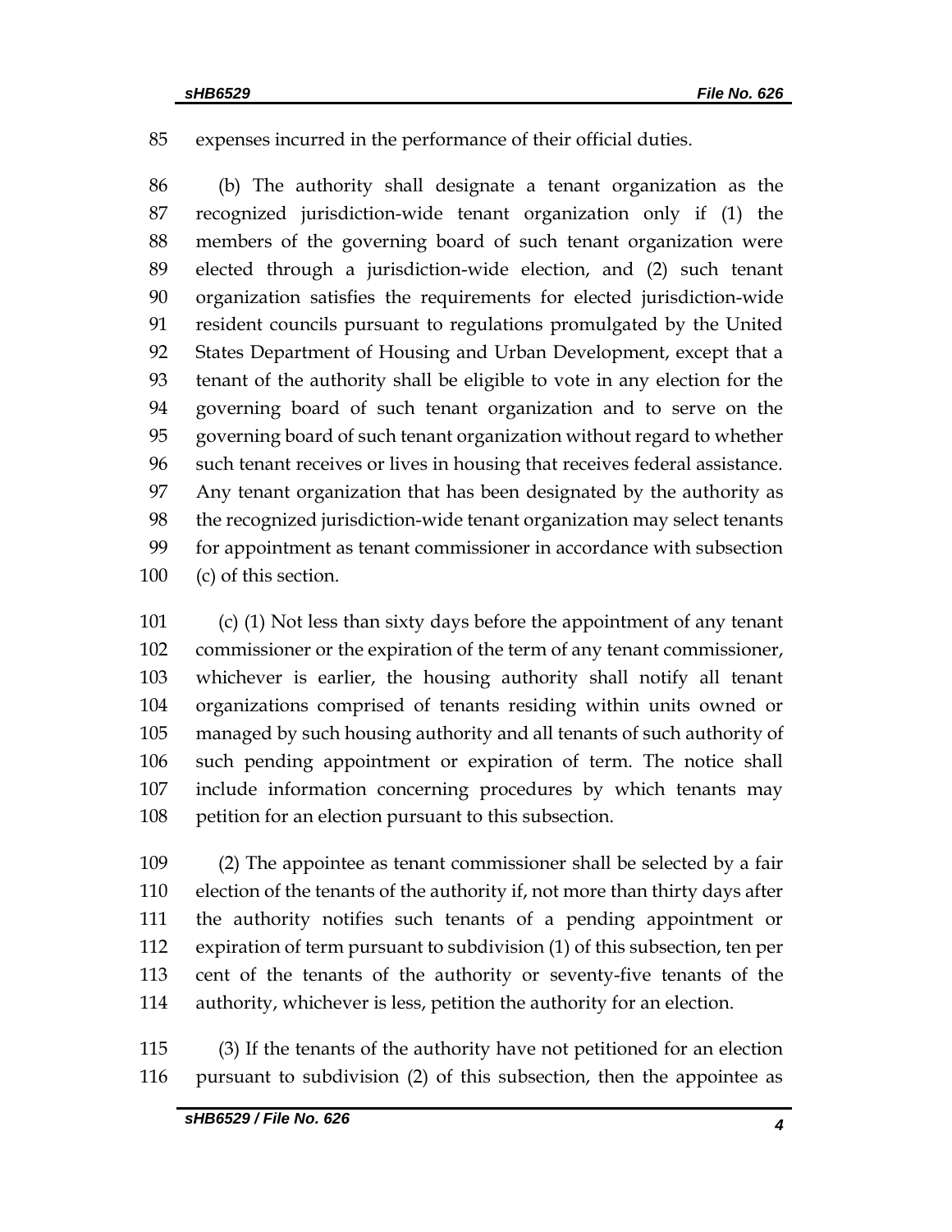expenses incurred in the performance of their official duties.

(b) The authority shall designate a tenant organization as the recognized jurisdiction-wide tenant organization only if (1) the members of the governing board of such tenant organization were elected through a jurisdiction-wide election, and (2) such tenant organization satisfies the requirements for elected jurisdiction-wide resident councils pursuant to regulations promulgated by the United States Department of Housing and Urban Development, except that a tenant of the authority shall be eligible to vote in any election for the governing board of such tenant organization and to serve on the governing board of such tenant organization without regard to whether such tenant receives or lives in housing that receives federal assistance. Any tenant organization that has been designated by the authority as the recognized jurisdiction-wide tenant organization may select tenants for appointment as tenant commissioner in accordance with subsection (c) of this section.

(c) (1) Not less than sixty days before the appointment of any tenant commissioner or the expiration of the term of any tenant commissioner, whichever is earlier, the housing authority shall notify all tenant organizations comprised of tenants residing within units owned or managed by such housing authority and all tenants of such authority of such pending appointment or expiration of term. The notice shall include information concerning procedures by which tenants may petition for an election pursuant to this subsection.

(2) The appointee as tenant commissioner shall be selected by a fair election of the tenants of the authority if, not more than thirty days after the authority notifies such tenants of a pending appointment or expiration of term pursuant to subdivision (1) of this subsection, ten per cent of the tenants of the authority or seventy-five tenants of the authority, whichever is less, petition the authority for an election.

(3) If the tenants of the authority have not petitioned for an election pursuant to subdivision (2) of this subsection, then the appointee as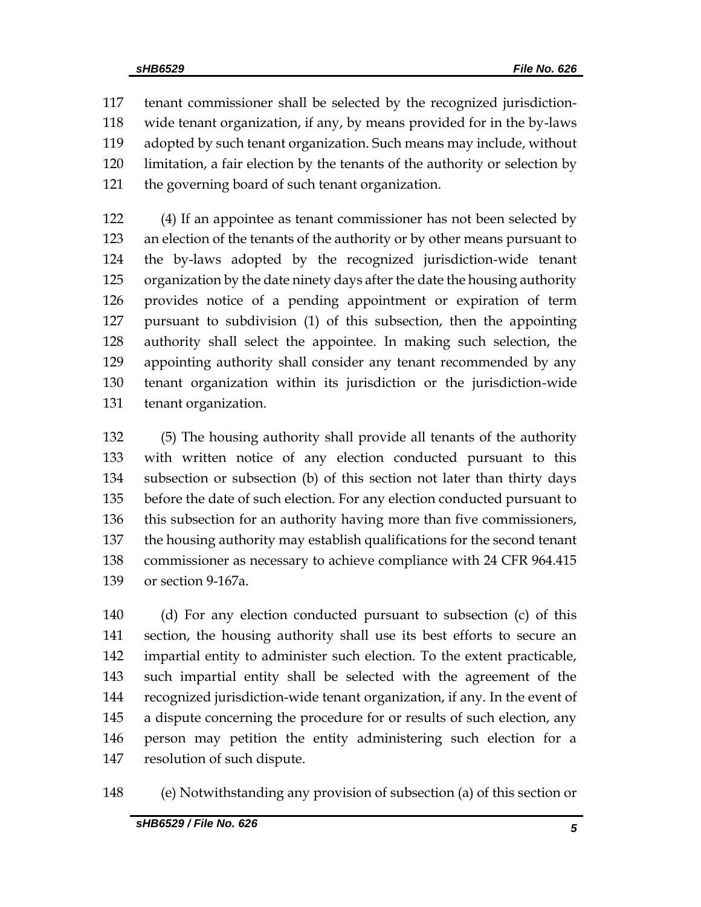tenant commissioner shall be selected by the recognized jurisdiction-wide tenant organization, if any, by means provided for in the by-laws adopted by such tenant organization. Such means may include, without limitation, a fair election by the tenants of the authority or selection by the governing board of such tenant organization.

(4) If an appointee as tenant commissioner has not been selected by an election of the tenants of the authority or by other means pursuant to the by-laws adopted by the recognized jurisdiction-wide tenant organization by the date ninety days after the date the housing authority provides notice of a pending appointment or expiration of term pursuant to subdivision (1) of this subsection, then the appointing authority shall select the appointee. In making such selection, the appointing authority shall consider any tenant recommended by any tenant organization within its jurisdiction or the jurisdiction-wide tenant organization.

(5) The housing authority shall provide all tenants of the authority with written notice of any election conducted pursuant to this subsection or subsection (b) of this section not later than thirty days before the date of such election. For any election conducted pursuant to this subsection for an authority having more than five commissioners, the housing authority may establish qualifications for the second tenant commissioner as necessary to achieve compliance with 24 CFR 964.415 or section 9-167a.

(d) For any election conducted pursuant to subsection (c) of this section, the housing authority shall use its best efforts to secure an impartial entity to administer such election. To the extent practicable, such impartial entity shall be selected with the agreement of the recognized jurisdiction-wide tenant organization, if any. In the event of a dispute concerning the procedure for or results of such election, any person may petition the entity administering such election for a resolution of such dispute.

(e) Notwithstanding any provision of subsection (a) of this section or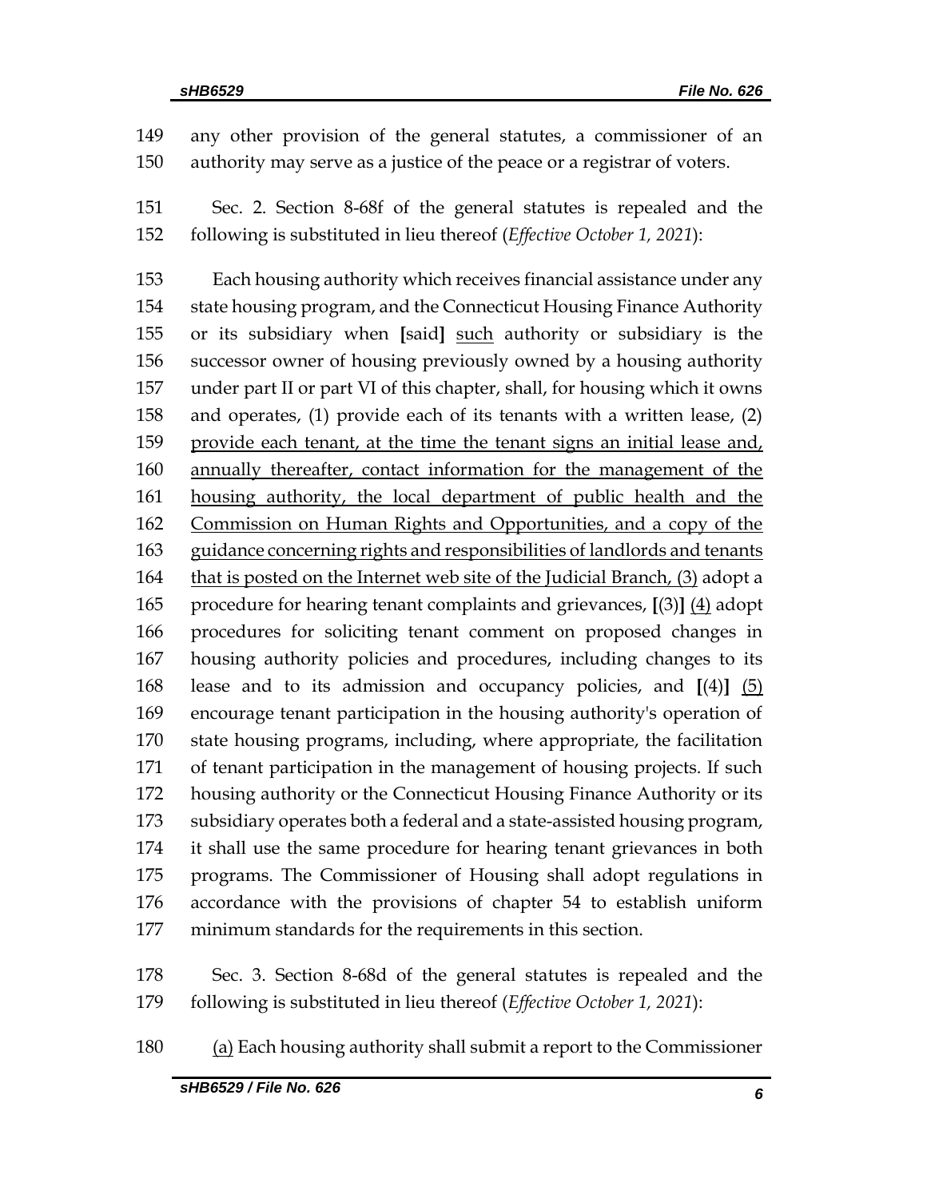149 any other provision of the general statutes, a commissioner of an
150 authority may serve as a justice of the peace or a registrar of voters.

151 Sec. 2. Section 8-68f of the general statutes is repealed and the
152 following is substituted in lieu thereof (*Effective October 1, 2021*):

153 Each housing authority which receives financial assistance under any
154 state housing program, and the Connecticut Housing Finance Authority
155 or its subsidiary when **[**said**]** <u>such</u> authority or subsidiary is the
156 successor owner of housing previously owned by a housing authority
157 under part II or part VI of this chapter, shall, for housing which it owns
158 and operates, (1) provide each of its tenants with a written lease, (2)
159 <u>provide each tenant, at the time the tenant signs an initial lease and,</u>
160 <u>annually thereafter, contact information for the management of the</u>
161 <u>housing authority, the local department of public health and the</u>
162 <u>Commission on Human Rights and Opportunities, and a copy of the</u>
163 <u>guidance concerning rights and responsibilities of landlords and tenants</u>
164 <u>that is posted on the Internet web site of the Judicial Branch, (3)</u> adopt a
165 procedure for hearing tenant complaints and grievances, **[**(3)**]** <u>(4)</u> adopt
166 procedures for soliciting tenant comment on proposed changes in
167 housing authority policies and procedures, including changes to its
168 lease and to its admission and occupancy policies, and **[**(4)**]** <u>(5)</u>
169 encourage tenant participation in the housing authority's operation of
170 state housing programs, including, where appropriate, the facilitation
171 of tenant participation in the management of housing projects. If such
172 housing authority or the Connecticut Housing Finance Authority or its
173 subsidiary operates both a federal and a state-assisted housing program,
174 it shall use the same procedure for hearing tenant grievances in both
175 programs. The Commissioner of Housing shall adopt regulations in
176 accordance with the provisions of chapter 54 to establish uniform
177 minimum standards for the requirements in this section.

178 Sec. 3. Section 8-68d of the general statutes is repealed and the
179 following is substituted in lieu thereof (*Effective October 1, 2021*):

180 <u>(a)</u> Each housing authority shall submit a report to the Commissioner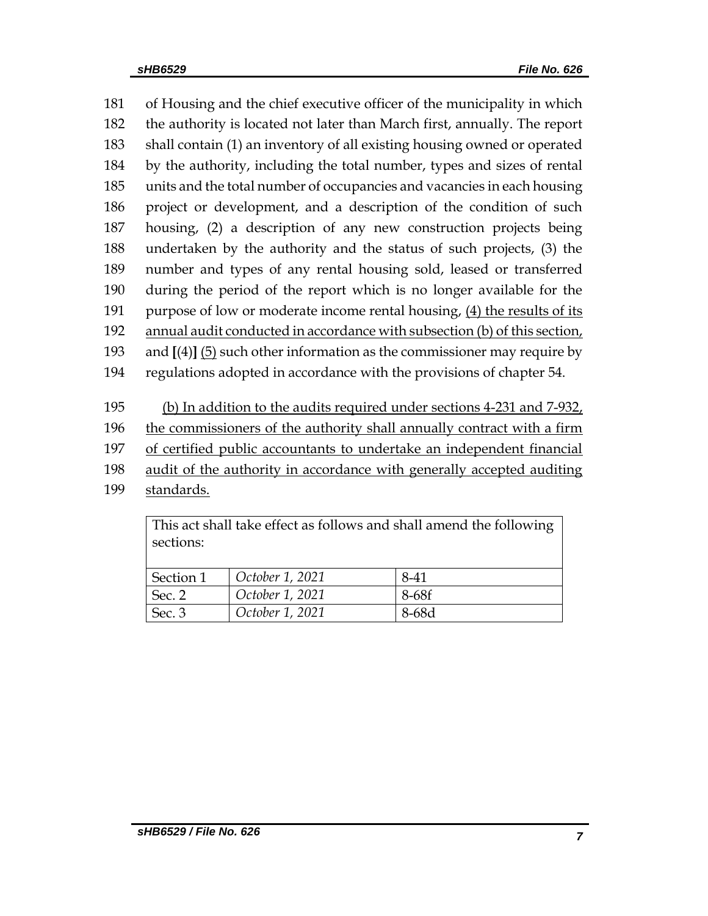181 of Housing and the chief executive officer of the municipality in which
182 the authority is located not later than March first, annually. The report
183 shall contain (1) an inventory of all existing housing owned or operated
184 by the authority, including the total number, types and sizes of rental
185 units and the total number of occupancies and vacancies in each housing
186 project or development, and a description of the condition of such
187 housing, (2) a description of any new construction projects being
188 undertaken by the authority and the status of such projects, (3) the
189 number and types of any rental housing sold, leased or transferred
190 during the period of the report which is no longer available for the
191 purpose of low or moderate income rental housing, <u>(4) the results of its</u>
192 <u>annual audit conducted in accordance with subsection (b) of this section,</u>
193 and **[**(4)**]** <u>(5)</u> such other information as the commissioner may require by
194 regulations adopted in accordance with the provisions of chapter 54.

195 <u>(b) In addition to the audits required under sections 4-231 and 7-932,</u>
196 <u>the commissioners of the authority shall annually contract with a firm</u>
197 <u>of certified public accountants to undertake an independent financial</u>
198 <u>audit of the authority in accordance with generally accepted auditing</u>
199 <u>standards.</u>

| This act shall take effect as follows and shall amend the following sections: | | |
|---|---|---|
| Section 1 | *October 1, 2021* | 8-41 |
| Sec. 2 | *October 1, 2021* | 8-68f |
| Sec. 3 | *October 1, 2021* | 8-68d |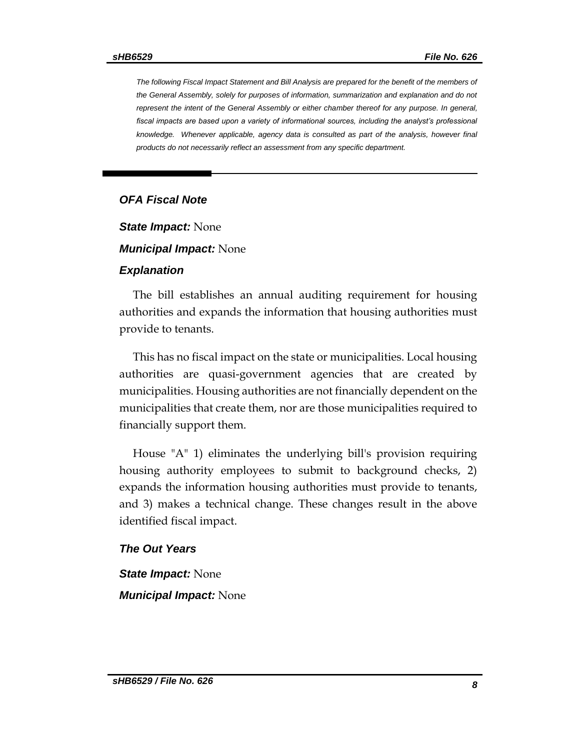*The following Fiscal Impact Statement and Bill Analysis are prepared for the benefit of the members of the General Assembly, solely for purposes of information, summarization and explanation and do not represent the intent of the General Assembly or either chamber thereof for any purpose. In general, fiscal impacts are based upon a variety of informational sources, including the analyst's professional knowledge. Whenever applicable, agency data is consulted as part of the analysis, however final products do not necessarily reflect an assessment from any specific department.*

---

## OFA Fiscal Note

***State Impact:*** None

***Municipal Impact:*** None

### Explanation

The bill establishes an annual auditing requirement for housing authorities and expands the information that housing authorities must provide to tenants.

This has no fiscal impact on the state or municipalities. Local housing authorities are quasi-government agencies that are created by municipalities. Housing authorities are not financially dependent on the municipalities that create them, nor are those municipalities required to financially support them.

House "A" 1) eliminates the underlying bill's provision requiring housing authority employees to submit to background checks, 2) expands the information housing authorities must provide to tenants, and 3) makes a technical change. These changes result in the above identified fiscal impact.

### The Out Years

***State Impact:*** None

***Municipal Impact:*** None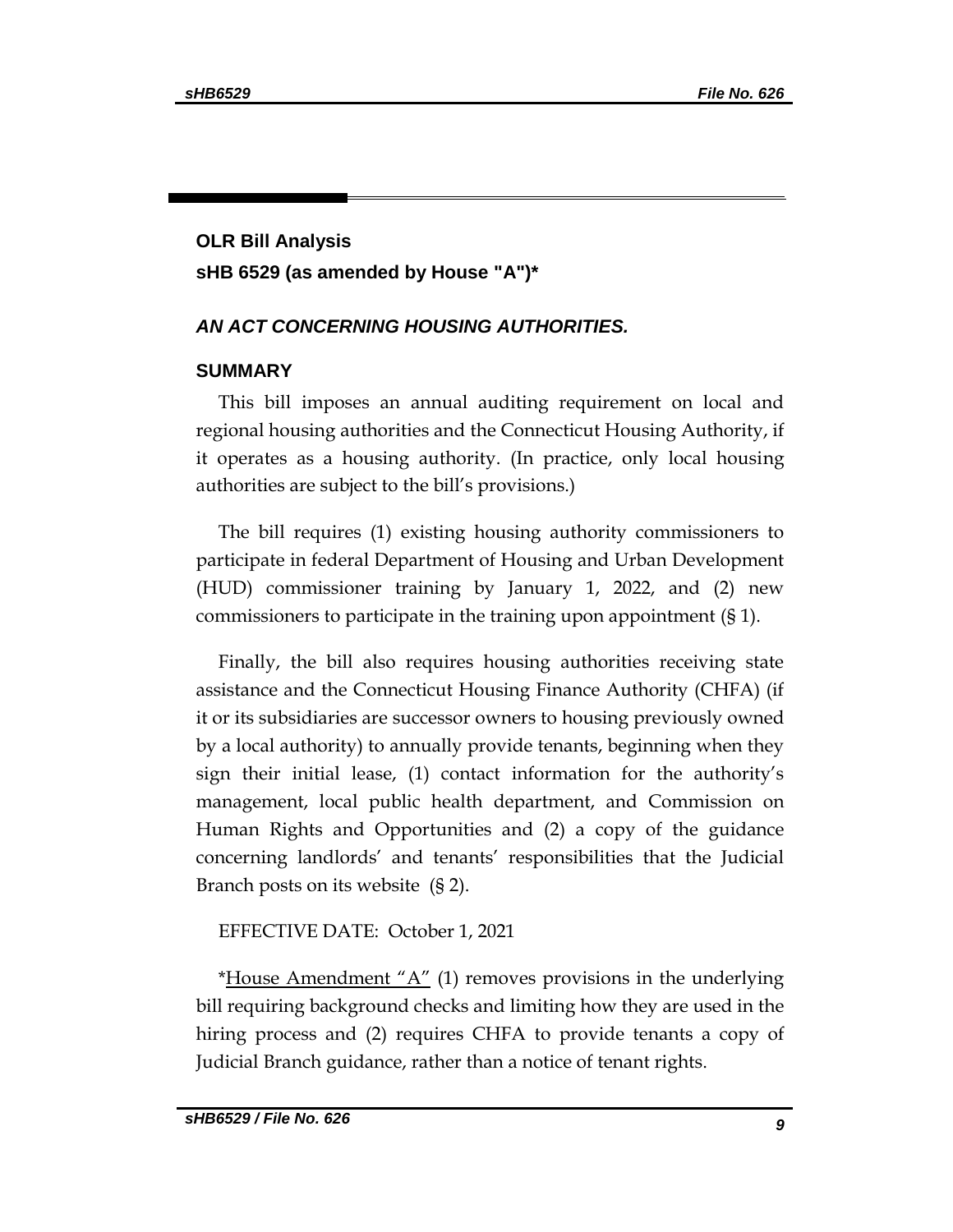**OLR Bill Analysis**

**sHB 6529 (as amended by House "A")***

## *AN ACT CONCERNING HOUSING AUTHORITIES.*

### SUMMARY

This bill imposes an annual auditing requirement on local and regional housing authorities and the Connecticut Housing Authority, if it operates as a housing authority. (In practice, only local housing authorities are subject to the bill's provisions.)

The bill requires (1) existing housing authority commissioners to participate in federal Department of Housing and Urban Development (HUD) commissioner training by January 1, 2022, and (2) new commissioners to participate in the training upon appointment (§ 1).

Finally, the bill also requires housing authorities receiving state assistance and the Connecticut Housing Finance Authority (CHFA) (if it or its subsidiaries are successor owners to housing previously owned by a local authority) to annually provide tenants, beginning when they sign their initial lease, (1) contact information for the authority's management, local public health department, and Commission on Human Rights and Opportunities and (2) a copy of the guidance concerning landlords' and tenants' responsibilities that the Judicial Branch posts on its website (§ 2).

EFFECTIVE DATE: October 1, 2021

*House Amendment "A" (1) removes provisions in the underlying bill requiring background checks and limiting how they are used in the hiring process and (2) requires CHFA to provide tenants a copy of Judicial Branch guidance, rather than a notice of tenant rights.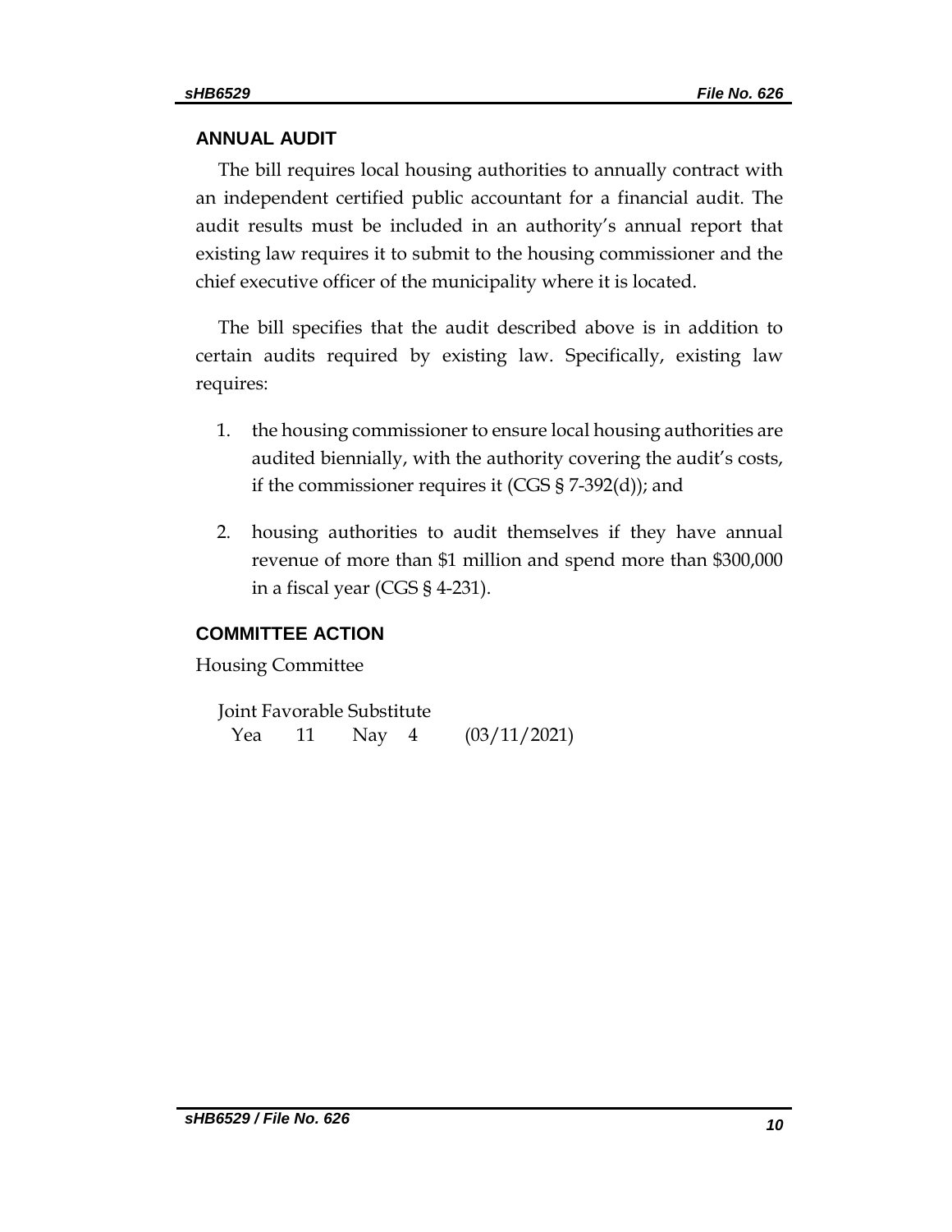## ANNUAL AUDIT

The bill requires local housing authorities to annually contract with an independent certified public accountant for a financial audit. The audit results must be included in an authority's annual report that existing law requires it to submit to the housing commissioner and the chief executive officer of the municipality where it is located.

The bill specifies that the audit described above is in addition to certain audits required by existing law. Specifically, existing law requires:

1. the housing commissioner to ensure local housing authorities are audited biennially, with the authority covering the audit's costs, if the commissioner requires it (CGS § 7-392(d)); and
2. housing authorities to audit themselves if they have annual revenue of more than $1 million and spend more than $300,000 in a fiscal year (CGS § 4-231).

## COMMITTEE ACTION

Housing Committee

Joint Favorable Substitute
Yea 11 Nay 4 (03/11/2021)